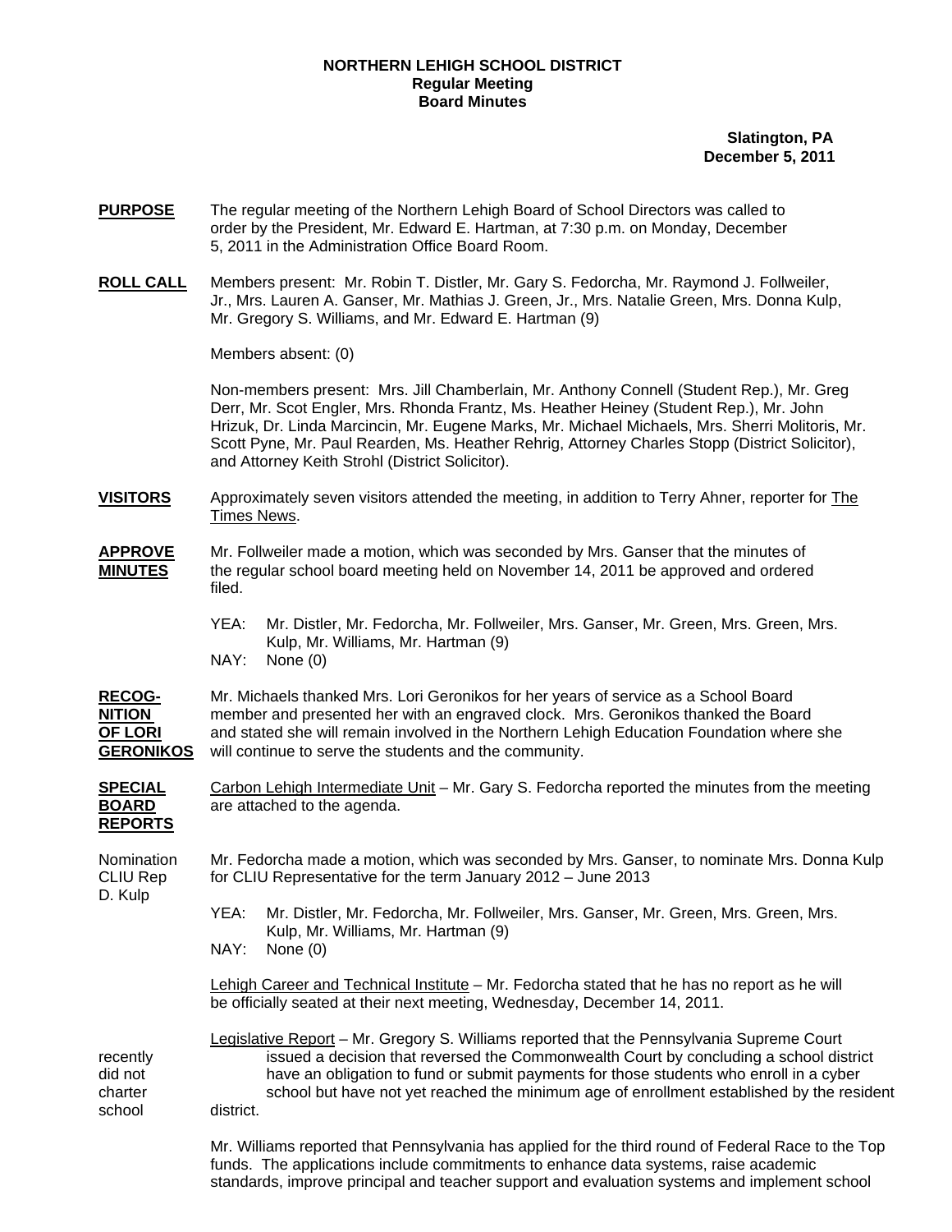**NORTHERN LEHIGH SCHOOL DISTRICT**
**Regular Meeting**
**Board Minutes**

**Slatington, PA**
**December 5, 2011**

**PURPOSE** The regular meeting of the Northern Lehigh Board of School Directors was called to order by the President, Mr. Edward E. Hartman, at 7:30 p.m. on Monday, December 5, 2011 in the Administration Office Board Room.

**ROLL CALL** Members present: Mr. Robin T. Distler, Mr. Gary S. Fedorcha, Mr. Raymond J. Follweiler, Jr., Mrs. Lauren A. Ganser, Mr. Mathias J. Green, Jr., Mrs. Natalie Green, Mrs. Donna Kulp, Mr. Gregory S. Williams, and Mr. Edward E. Hartman (9)

Members absent: (0)

Non-members present: Mrs. Jill Chamberlain, Mr. Anthony Connell (Student Rep.), Mr. Greg Derr, Mr. Scot Engler, Mrs. Rhonda Frantz, Ms. Heather Heiney (Student Rep.), Mr. John Hrizuk, Dr. Linda Marcincin, Mr. Eugene Marks, Mr. Michael Michaels, Mrs. Sherri Molitoris, Mr. Scott Pyne, Mr. Paul Rearden, Ms. Heather Rehrig, Attorney Charles Stopp (District Solicitor), and Attorney Keith Strohl (District Solicitor).

**VISITORS** Approximately seven visitors attended the meeting, in addition to Terry Ahner, reporter for The Times News.

**APPROVE MINUTES** Mr. Follweiler made a motion, which was seconded by Mrs. Ganser that the minutes of the regular school board meeting held on November 14, 2011 be approved and ordered filed.

YEA: Mr. Distler, Mr. Fedorcha, Mr. Follweiler, Mrs. Ganser, Mr. Green, Mrs. Green, Mrs. Kulp, Mr. Williams, Mr. Hartman (9)
NAY: None (0)

**RECOGNITION OF LORI GERONIKOS** Mr. Michaels thanked Mrs. Lori Geronikos for her years of service as a School Board member and presented her with an engraved clock. Mrs. Geronikos thanked the Board and stated she will remain involved in the Northern Lehigh Education Foundation where she will continue to serve the students and the community.

**SPECIAL BOARD REPORTS** Carbon Lehigh Intermediate Unit – Mr. Gary S. Fedorcha reported the minutes from the meeting are attached to the agenda.

Nomination CLIU Rep D. Kulp

Mr. Fedorcha made a motion, which was seconded by Mrs. Ganser, to nominate Mrs. Donna Kulp for CLIU Representative for the term January 2012 – June 2013

YEA: Mr. Distler, Mr. Fedorcha, Mr. Follweiler, Mrs. Ganser, Mr. Green, Mrs. Green, Mrs. Kulp, Mr. Williams, Mr. Hartman (9)
NAY: None (0)

Lehigh Career and Technical Institute – Mr. Fedorcha stated that he has no report as he will be officially seated at their next meeting, Wednesday, December 14, 2011.

Legislative Report – Mr. Gregory S. Williams reported that the Pennsylvania Supreme Court recently issued a decision that reversed the Commonwealth Court by concluding a school district did not have an obligation to fund or submit payments for those students who enroll in a cyber charter school but have not yet reached the minimum age of enrollment established by the resident school district.

Mr. Williams reported that Pennsylvania has applied for the third round of Federal Race to the Top funds. The applications include commitments to enhance data systems, raise academic standards, improve principal and teacher support and evaluation systems and implement school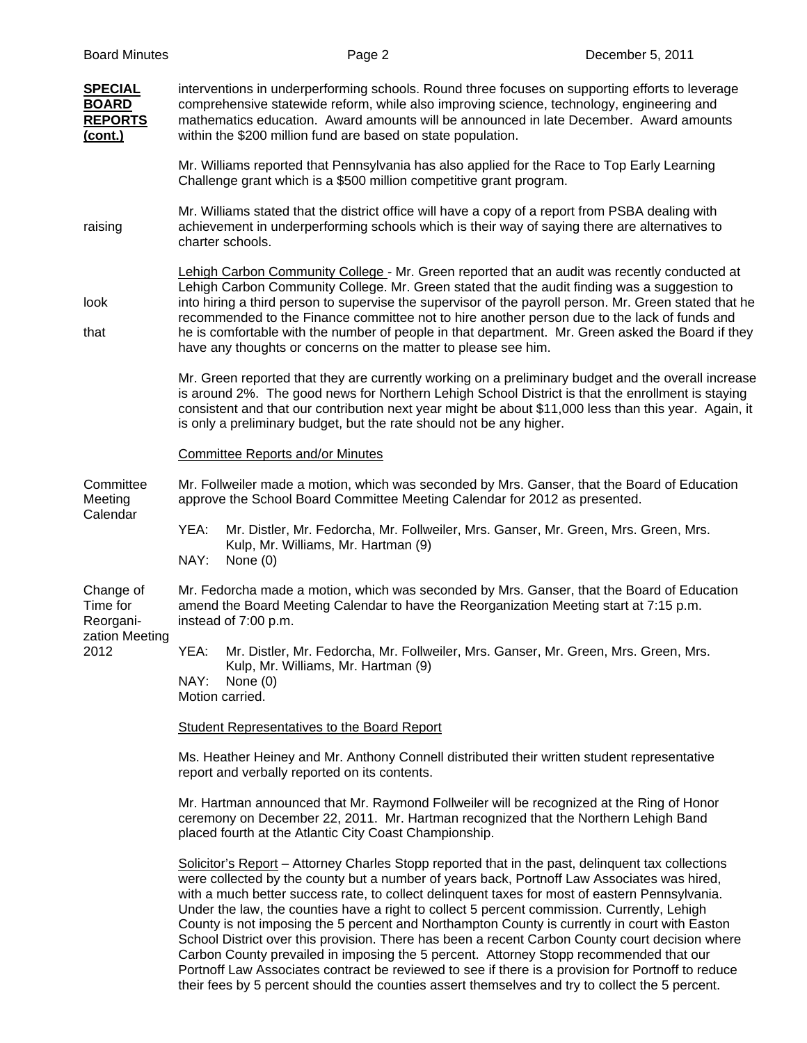**SPECIAL BOARD REPORTS (cont.)**

interventions in underperforming schools. Round three focuses on supporting efforts to leverage comprehensive statewide reform, while also improving science, technology, engineering and mathematics education. Award amounts will be announced in late December. Award amounts within the $200 million fund are based on state population.

Mr. Williams reported that Pennsylvania has also applied for the Race to Top Early Learning Challenge grant which is a $500 million competitive grant program.

raising

Mr. Williams stated that the district office will have a copy of a report from PSBA dealing with achievement in underperforming schools which is their way of saying there are alternatives to charter schools.

look

that

Lehigh Carbon Community College - Mr. Green reported that an audit was recently conducted at Lehigh Carbon Community College. Mr. Green stated that the audit finding was a suggestion to into hiring a third person to supervise the supervisor of the payroll person. Mr. Green stated that he recommended to the Finance committee not to hire another person due to the lack of funds and he is comfortable with the number of people in that department. Mr. Green asked the Board if they have any thoughts or concerns on the matter to please see him.

Mr. Green reported that they are currently working on a preliminary budget and the overall increase is around 2%. The good news for Northern Lehigh School District is that the enrollment is staying consistent and that our contribution next year might be about $11,000 less than this year. Again, it is only a preliminary budget, but the rate should not be any higher.

Committee Reports and/or Minutes

Committee Meeting Calendar

Mr. Follweiler made a motion, which was seconded by Mrs. Ganser, that the Board of Education approve the School Board Committee Meeting Calendar for 2012 as presented.

YEA: Mr. Distler, Mr. Fedorcha, Mr. Follweiler, Mrs. Ganser, Mr. Green, Mrs. Green, Mrs. Kulp, Mr. Williams, Mr. Hartman (9)
NAY: None (0)

Change of Time for Reorganization Meeting 2012

Mr. Fedorcha made a motion, which was seconded by Mrs. Ganser, that the Board of Education amend the Board Meeting Calendar to have the Reorganization Meeting start at 7:15 p.m. instead of 7:00 p.m.

YEA: Mr. Distler, Mr. Fedorcha, Mr. Follweiler, Mrs. Ganser, Mr. Green, Mrs. Green, Mrs. Kulp, Mr. Williams, Mr. Hartman (9)
NAY: None (0)
Motion carried.

Student Representatives to the Board Report

Ms. Heather Heiney and Mr. Anthony Connell distributed their written student representative report and verbally reported on its contents.

Mr. Hartman announced that Mr. Raymond Follweiler will be recognized at the Ring of Honor ceremony on December 22, 2011. Mr. Hartman recognized that the Northern Lehigh Band placed fourth at the Atlantic City Coast Championship.

Solicitor's Report – Attorney Charles Stopp reported that in the past, delinquent tax collections were collected by the county but a number of years back, Portnoff Law Associates was hired, with a much better success rate, to collect delinquent taxes for most of eastern Pennsylvania. Under the law, the counties have a right to collect 5 percent commission. Currently, Lehigh County is not imposing the 5 percent and Northampton County is currently in court with Easton School District over this provision. There has been a recent Carbon County court decision where Carbon County prevailed in imposing the 5 percent. Attorney Stopp recommended that our Portnoff Law Associates contract be reviewed to see if there is a provision for Portnoff to reduce their fees by 5 percent should the counties assert themselves and try to collect the 5 percent.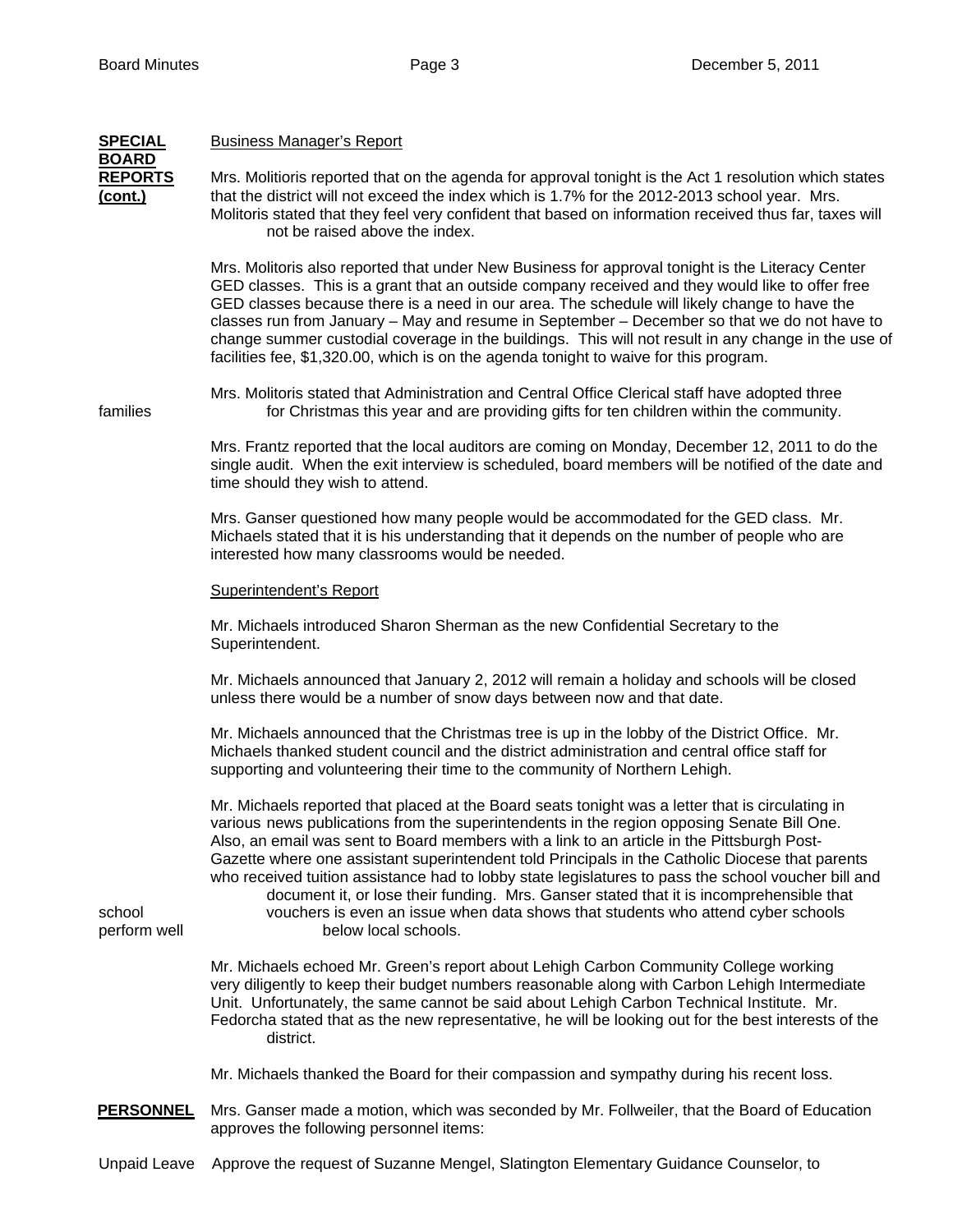**SPECIAL BOARD REPORTS (cont.)**

Business Manager's Report

Mrs. Molitioris reported that on the agenda for approval tonight is the Act 1 resolution which states that the district will not exceed the index which is 1.7% for the 2012-2013 school year. Mrs. Molitoris stated that they feel very confident that based on information received thus far, taxes will not be raised above the index.

Mrs. Molitoris also reported that under New Business for approval tonight is the Literacy Center GED classes. This is a grant that an outside company received and they would like to offer free GED classes because there is a need in our area. The schedule will likely change to have the classes run from January – May and resume in September – December so that we do not have to change summer custodial coverage in the buildings. This will not result in any change in the use of facilities fee, $1,320.00, which is on the agenda tonight to waive for this program.

Mrs. Molitoris stated that Administration and Central Office Clerical staff have adopted three families for Christmas this year and are providing gifts for ten children within the community.

Mrs. Frantz reported that the local auditors are coming on Monday, December 12, 2011 to do the single audit. When the exit interview is scheduled, board members will be notified of the date and time should they wish to attend.

Mrs. Ganser questioned how many people would be accommodated for the GED class. Mr. Michaels stated that it is his understanding that it depends on the number of people who are interested how many classrooms would be needed.

Superintendent's Report

Mr. Michaels introduced Sharon Sherman as the new Confidential Secretary to the Superintendent.

Mr. Michaels announced that January 2, 2012 will remain a holiday and schools will be closed unless there would be a number of snow days between now and that date.

Mr. Michaels announced that the Christmas tree is up in the lobby of the District Office. Mr. Michaels thanked student council and the district administration and central office staff for supporting and volunteering their time to the community of Northern Lehigh.

Mr. Michaels reported that placed at the Board seats tonight was a letter that is circulating in various news publications from the superintendents in the region opposing Senate Bill One. Also, an email was sent to Board members with a link to an article in the Pittsburgh Post-Gazette where one assistant superintendent told Principals in the Catholic Diocese that parents who received tuition assistance had to lobby state legislatures to pass the school voucher bill and document it, or lose their funding. Mrs. Ganser stated that it is incomprehensible that school vouchers is even an issue when data shows that students who attend cyber schools perform well below local schools.

Mr. Michaels echoed Mr. Green's report about Lehigh Carbon Community College working very diligently to keep their budget numbers reasonable along with Carbon Lehigh Intermediate Unit. Unfortunately, the same cannot be said about Lehigh Carbon Technical Institute. Mr. Fedorcha stated that as the new representative, he will be looking out for the best interests of the district.

Mr. Michaels thanked the Board for their compassion and sympathy during his recent loss.

**PERSONNEL**

Mrs. Ganser made a motion, which was seconded by Mr. Follweiler, that the Board of Education approves the following personnel items:

Unpaid Leave — Approve the request of Suzanne Mengel, Slatington Elementary Guidance Counselor, to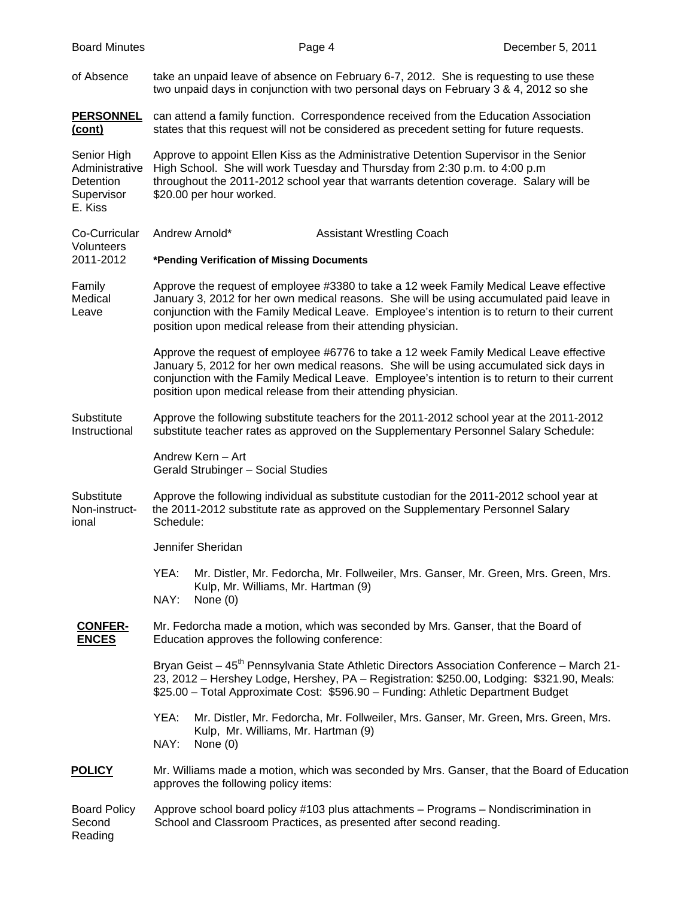of Absence take an unpaid leave of absence on February 6-7, 2012. She is requesting to use these two unpaid days in conjunction with two personal days on February 3 & 4, 2012 so she

**PERSONNEL (cont)** can attend a family function. Correspondence received from the Education Association states that this request will not be considered as precedent setting for future requests.

Senior High Administrative Detention Supervisor E. Kiss

Approve to appoint Ellen Kiss as the Administrative Detention Supervisor in the Senior High School. She will work Tuesday and Thursday from 2:30 p.m. to 4:00 p.m throughout the 2011-2012 school year that warrants detention coverage. Salary will be $20.00 per hour worked.

Co-Curricular Volunteers 2011-2012

Andrew Arnold* — Assistant Wrestling Coach

**\*Pending Verification of Missing Documents**

Family Medical Leave

Approve the request of employee #3380 to take a 12 week Family Medical Leave effective January 3, 2012 for her own medical reasons. She will be using accumulated paid leave in conjunction with the Family Medical Leave. Employee's intention is to return to their current position upon medical release from their attending physician.

Approve the request of employee #6776 to take a 12 week Family Medical Leave effective January 5, 2012 for her own medical reasons. She will be using accumulated sick days in conjunction with the Family Medical Leave. Employee's intention is to return to their current position upon medical release from their attending physician.

Substitute Instructional

Approve the following substitute teachers for the 2011-2012 school year at the 2011-2012 substitute teacher rates as approved on the Supplementary Personnel Salary Schedule:

Andrew Kern – Art
Gerald Strubinger – Social Studies

Substitute Non-instructional

Approve the following individual as substitute custodian for the 2011-2012 school year at the 2011-2012 substitute rate as approved on the Supplementary Personnel Salary Schedule:

Jennifer Sheridan

YEA: Mr. Distler, Mr. Fedorcha, Mr. Follweiler, Mrs. Ganser, Mr. Green, Mrs. Green, Mrs. Kulp, Mr. Williams, Mr. Hartman (9)
NAY: None (0)

**CONFERENCES**

Mr. Fedorcha made a motion, which was seconded by Mrs. Ganser, that the Board of Education approves the following conference:

Bryan Geist – 45th Pennsylvania State Athletic Directors Association Conference – March 21-23, 2012 – Hershey Lodge, Hershey, PA – Registration: $250.00, Lodging: $321.90, Meals: $25.00 – Total Approximate Cost: $596.90 – Funding: Athletic Department Budget

YEA: Mr. Distler, Mr. Fedorcha, Mr. Follweiler, Mrs. Ganser, Mr. Green, Mrs. Green, Mrs. Kulp, Mr. Williams, Mr. Hartman (9)
NAY: None (0)

**POLICY**

Mr. Williams made a motion, which was seconded by Mrs. Ganser, that the Board of Education approves the following policy items:

Board Policy Second Reading

Approve school board policy #103 plus attachments – Programs – Nondiscrimination in School and Classroom Practices, as presented after second reading.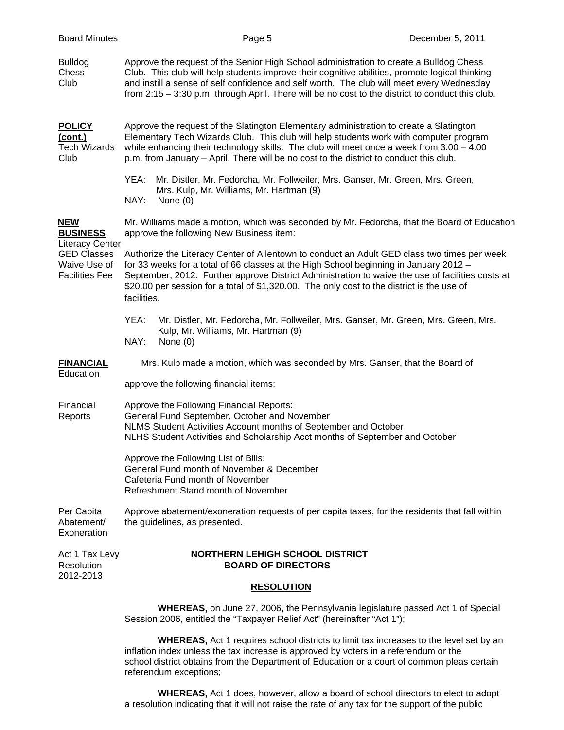**Bulldog Chess Club**

Approve the request of the Senior High School administration to create a Bulldog Chess Club. This club will help students improve their cognitive abilities, promote logical thinking and instill a sense of self confidence and self worth. The club will meet every Wednesday from 2:15 – 3:30 p.m. through April. There will be no cost to the district to conduct this club.

**POLICY (cont.)**

**Tech Wizards Club**

Approve the request of the Slatington Elementary administration to create a Slatington Elementary Tech Wizards Club. This club will help students work with computer program while enhancing their technology skills. The club will meet once a week from 3:00 – 4:00 p.m. from January – April. There will be no cost to the district to conduct this club.

YEA: Mr. Distler, Mr. Fedorcha, Mr. Follweiler, Mrs. Ganser, Mr. Green, Mrs. Green, Mrs. Kulp, Mr. Williams, Mr. Hartman (9)
NAY: None (0)

**NEW BUSINESS**

Mr. Williams made a motion, which was seconded by Mr. Fedorcha, that the Board of Education approve the following New Business item:

**Literacy Center GED Classes Waive Use of Facilities Fee**

Authorize the Literacy Center of Allentown to conduct an Adult GED class two times per week for 33 weeks for a total of 66 classes at the High School beginning in January 2012 – September, 2012. Further approve District Administration to waive the use of facilities costs at $20.00 per session for a total of $1,320.00. The only cost to the district is the use of facilities.

YEA: Mr. Distler, Mr. Fedorcha, Mr. Follweiler, Mrs. Ganser, Mr. Green, Mrs. Green, Mrs. Kulp, Mr. Williams, Mr. Hartman (9)
NAY: None (0)

**FINANCIAL**

Mrs. Kulp made a motion, which was seconded by Mrs. Ganser, that the Board of Education approve the following financial items:

**Financial Reports**

Approve the Following Financial Reports:
General Fund September, October and November
NLMS Student Activities Account months of September and October
NLHS Student Activities and Scholarship Acct months of September and October

Approve the Following List of Bills:
General Fund month of November & December
Cafeteria Fund month of November
Refreshment Stand month of November

**Per Capita Abatement/ Exoneration**

Approve abatement/exoneration requests of per capita taxes, for the residents that fall within the guidelines, as presented.

**Act 1 Tax Levy Resolution 2012-2013**

**NORTHERN LEHIGH SCHOOL DISTRICT**
**BOARD OF DIRECTORS**

**RESOLUTION**

**WHEREAS,** on June 27, 2006, the Pennsylvania legislature passed Act 1 of Special Session 2006, entitled the "Taxpayer Relief Act" (hereinafter "Act 1");

**WHEREAS,** Act 1 requires school districts to limit tax increases to the level set by an inflation index unless the tax increase is approved by voters in a referendum or the school district obtains from the Department of Education or a court of common pleas certain referendum exceptions;

**WHEREAS,** Act 1 does, however, allow a board of school directors to elect to adopt a resolution indicating that it will not raise the rate of any tax for the support of the public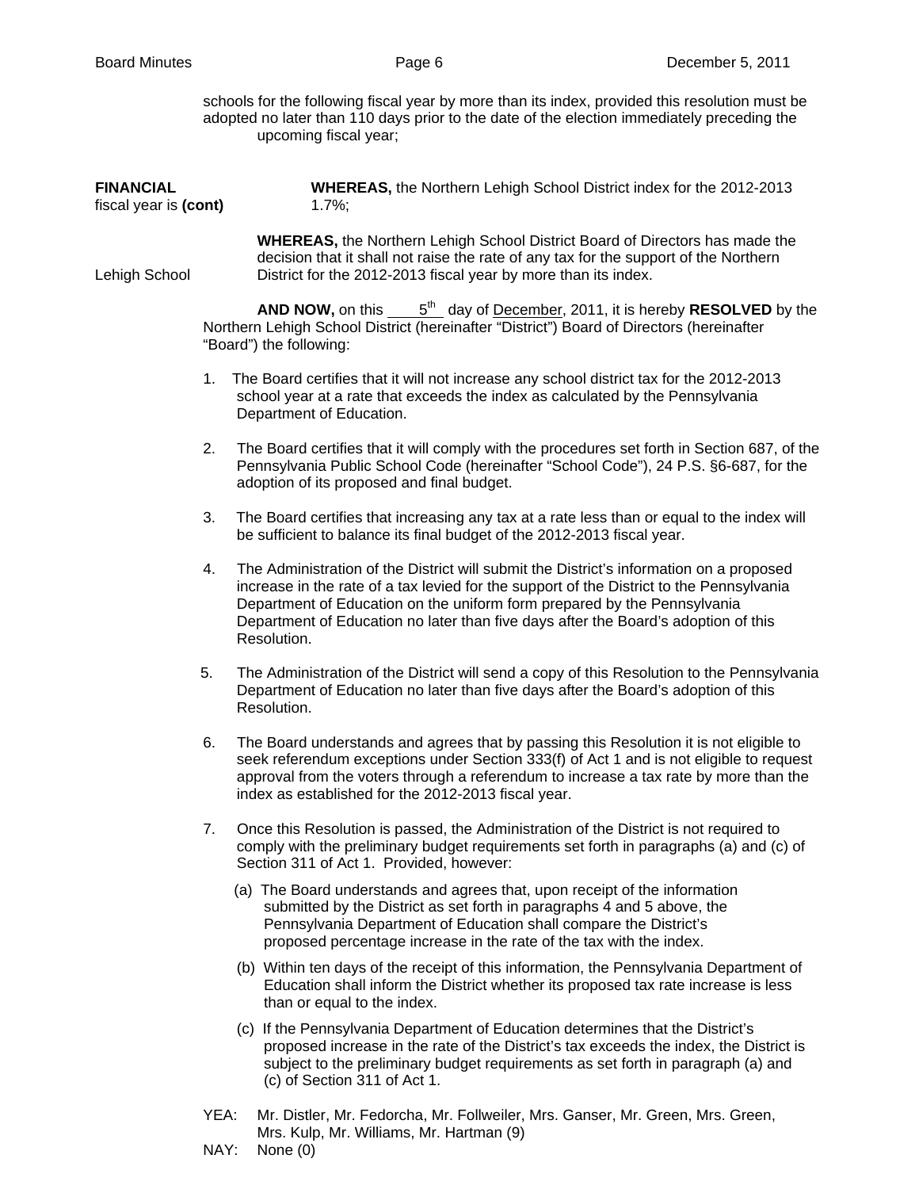schools for the following fiscal year by more than its index, provided this resolution must be adopted no later than 110 days prior to the date of the election immediately preceding the upcoming fiscal year;

**FINANCIAL** fiscal year is **(cont)**

**WHEREAS,** the Northern Lehigh School District index for the 2012-2013 fiscal year is 1.7%;

**WHEREAS,** the Northern Lehigh School District Board of Directors has made the decision that it shall not raise the rate of any tax for the support of the Northern Lehigh School District for the 2012-2013 fiscal year by more than its index.

**AND NOW,** on this 5th day of December, 2011, it is hereby **RESOLVED** by the Northern Lehigh School District (hereinafter "District") Board of Directors (hereinafter "Board") the following:

1. The Board certifies that it will not increase any school district tax for the 2012-2013 school year at a rate that exceeds the index as calculated by the Pennsylvania Department of Education.

2. The Board certifies that it will comply with the procedures set forth in Section 687, of the Pennsylvania Public School Code (hereinafter "School Code"), 24 P.S. §6-687, for the adoption of its proposed and final budget.

3. The Board certifies that increasing any tax at a rate less than or equal to the index will be sufficient to balance its final budget of the 2012-2013 fiscal year.

4. The Administration of the District will submit the District's information on a proposed increase in the rate of a tax levied for the support of the District to the Pennsylvania Department of Education on the uniform form prepared by the Pennsylvania Department of Education no later than five days after the Board's adoption of this Resolution.

5. The Administration of the District will send a copy of this Resolution to the Pennsylvania Department of Education no later than five days after the Board's adoption of this Resolution.

6. The Board understands and agrees that by passing this Resolution it is not eligible to seek referendum exceptions under Section 333(f) of Act 1 and is not eligible to request approval from the voters through a referendum to increase a tax rate by more than the index as established for the 2012-2013 fiscal year.

7. Once this Resolution is passed, the Administration of the District is not required to comply with the preliminary budget requirements set forth in paragraphs (a) and (c) of Section 311 of Act 1. Provided, however:

   (a) The Board understands and agrees that, upon receipt of the information submitted by the District as set forth in paragraphs 4 and 5 above, the Pennsylvania Department of Education shall compare the District's proposed percentage increase in the rate of the tax with the index.

   (b) Within ten days of the receipt of this information, the Pennsylvania Department of Education shall inform the District whether its proposed tax rate increase is less than or equal to the index.

   (c) If the Pennsylvania Department of Education determines that the District's proposed increase in the rate of the District's tax exceeds the index, the District is subject to the preliminary budget requirements as set forth in paragraph (a) and (c) of Section 311 of Act 1.

YEA: Mr. Distler, Mr. Fedorcha, Mr. Follweiler, Mrs. Ganser, Mr. Green, Mrs. Green, Mrs. Kulp, Mr. Williams, Mr. Hartman (9)

NAY: None (0)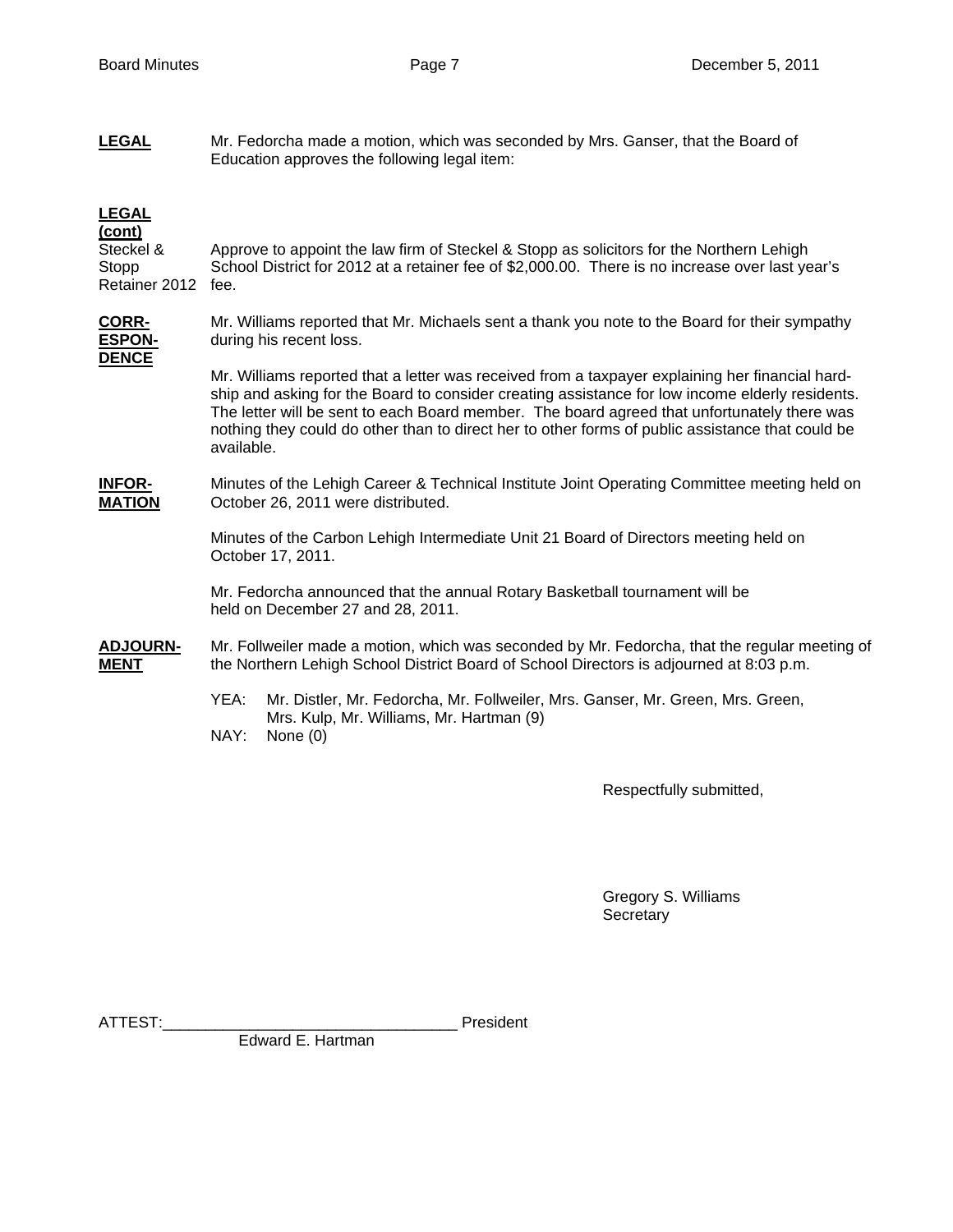**LEGAL** Mr. Fedorcha made a motion, which was seconded by Mrs. Ganser, that the Board of Education approves the following legal item:

**LEGAL (cont)**

Steckel & Stopp Retainer 2012

Approve to appoint the law firm of Steckel & Stopp as solicitors for the Northern Lehigh School District for 2012 at a retainer fee of $2,000.00. There is no increase over last year's fee.

**CORRESPONDENCE**

Mr. Williams reported that Mr. Michaels sent a thank you note to the Board for their sympathy during his recent loss.

Mr. Williams reported that a letter was received from a taxpayer explaining her financial hardship and asking for the Board to consider creating assistance for low income elderly residents. The letter will be sent to each Board member. The board agreed that unfortunately there was nothing they could do other than to direct her to other forms of public assistance that could be available.

**INFORMATION**

Minutes of the Lehigh Career & Technical Institute Joint Operating Committee meeting held on October 26, 2011 were distributed.

Minutes of the Carbon Lehigh Intermediate Unit 21 Board of Directors meeting held on October 17, 2011.

Mr. Fedorcha announced that the annual Rotary Basketball tournament will be held on December 27 and 28, 2011.

**ADJOURNMENT**

Mr. Follweiler made a motion, which was seconded by Mr. Fedorcha, that the regular meeting of the Northern Lehigh School District Board of School Directors is adjourned at 8:03 p.m.

YEA: Mr. Distler, Mr. Fedorcha, Mr. Follweiler, Mrs. Ganser, Mr. Green, Mrs. Green, Mrs. Kulp, Mr. Williams, Mr. Hartman (9)

NAY: None (0)

Respectfully submitted,

Gregory S. Williams
Secretary

ATTEST:________________________________ President
Edward E. Hartman